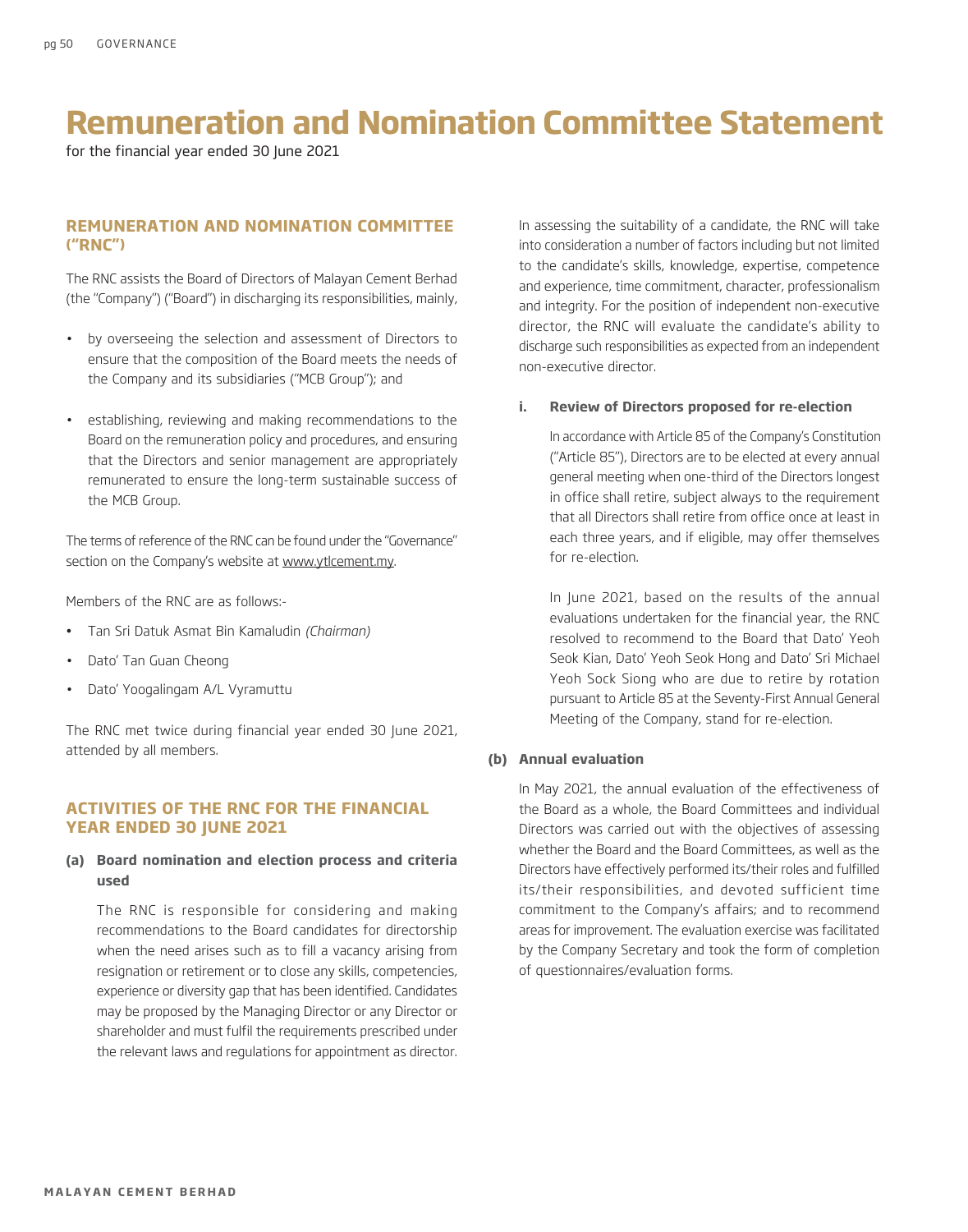# Remuneration and Nomination Committee Statement

for the financial year ended 30 June 2021

## REMUNERATION AND NOMINATION COMMITTEE ("RNC")

The RNC assists the Board of Directors of Malayan Cement Berhad (the "Company") ("Board") in discharging its responsibilities, mainly,

- by overseeing the selection and assessment of Directors to ensure that the composition of the Board meets the needs of the Company and its subsidiaries ("MCB Group"); and
- establishing, reviewing and making recommendations to the Board on the remuneration policy and procedures, and ensuring that the Directors and senior management are appropriately remunerated to ensure the long-term sustainable success of the MCB Group.

The terms of reference of the RNC can be found under the "Governance" section on the Company's website at www.ytlcement.my.

Members of the RNC are as follows:-

- Tan Sri Datuk Asmat Bin Kamaludin *(Chairman)*
- Dato' Tan Guan Cheong
- Dato' Yoogalingam A/L Vyramuttu

The RNC met twice during financial year ended 30 June 2021, attended by all members.

## ACTIVITIES OF THE RNC FOR THE FINANCIAL YEAR ENDED 30 JUNE 2021

### (a) Board nomination and election process and criteria used

The RNC is responsible for considering and making recommendations to the Board candidates for directorship when the need arises such as to fill a vacancy arising from resignation or retirement or to close any skills, competencies, experience or diversity gap that has been identified. Candidates may be proposed by the Managing Director or any Director or shareholder and must fulfil the requirements prescribed under the relevant laws and regulations for appointment as director.

In assessing the suitability of a candidate, the RNC will take into consideration a number of factors including but not limited to the candidate's skills, knowledge, expertise, competence and experience, time commitment, character, professionalism and integrity. For the position of independent non-executive director, the RNC will evaluate the candidate's ability to discharge such responsibilities as expected from an independent non-executive director.

#### i. Review of Directors proposed for re-election

In accordance with Article 85 of the Company's Constitution ("Article 85"), Directors are to be elected at every annual general meeting when one-third of the Directors longest in office shall retire, subject always to the requirement that all Directors shall retire from office once at least in each three years, and if eligible, may offer themselves for re-election.

In June 2021, based on the results of the annual evaluations undertaken for the financial year, the RNC resolved to recommend to the Board that Dato' Yeoh Seok Kian, Dato' Yeoh Seok Hong and Dato' Sri Michael Yeoh Sock Siong who are due to retire by rotation pursuant to Article 85 at the Seventy-First Annual General Meeting of the Company, stand for re-election.

### (b) Annual evaluation

In May 2021, the annual evaluation of the effectiveness of the Board as a whole, the Board Committees and individual Directors was carried out with the objectives of assessing whether the Board and the Board Committees, as well as the Directors have effectively performed its/their roles and fulfilled its/their responsibilities, and devoted sufficient time commitment to the Company's affairs; and to recommend areas for improvement. The evaluation exercise was facilitated by the Company Secretary and took the form of completion of questionnaires/evaluation forms.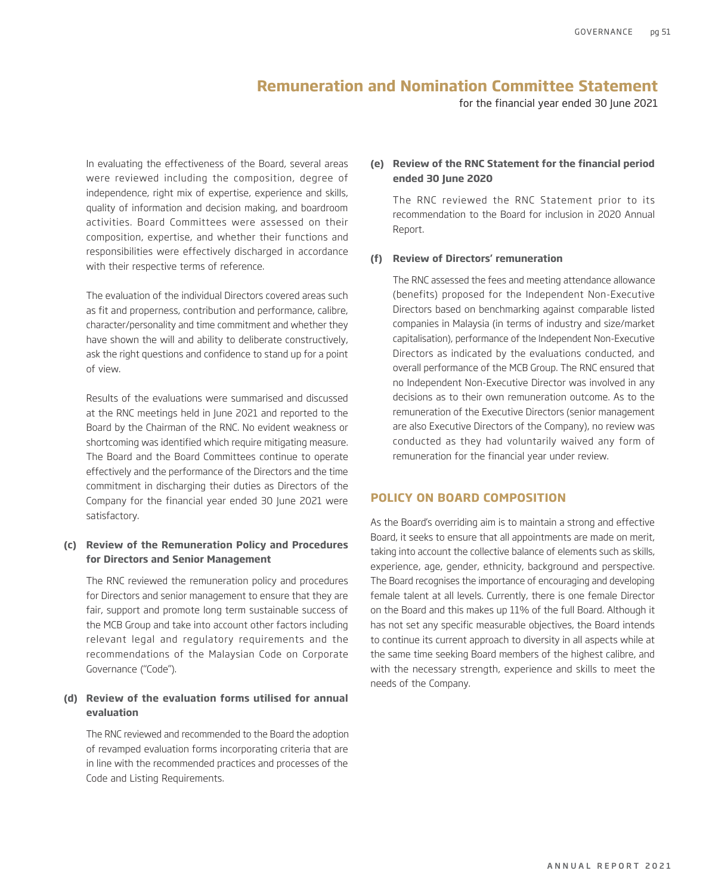# Remuneration and Nomination Committee Statement

for the financial year ended 30 June 2021

In evaluating the effectiveness of the Board, several areas were reviewed including the composition, degree of independence, right mix of expertise, experience and skills, quality of information and decision making, and boardroom activities. Board Committees were assessed on their composition, expertise, and whether their functions and responsibilities were effectively discharged in accordance with their respective terms of reference.

The evaluation of the individual Directors covered areas such as fit and properness, contribution and performance, calibre, character/personality and time commitment and whether they have shown the will and ability to deliberate constructively, ask the right questions and confidence to stand up for a point of view.

Results of the evaluations were summarised and discussed at the RNC meetings held in June 2021 and reported to the Board by the Chairman of the RNC. No evident weakness or shortcoming was identified which require mitigating measure. The Board and the Board Committees continue to operate effectively and the performance of the Directors and the time commitment in discharging their duties as Directors of the Company for the financial year ended 30 June 2021 were satisfactory.

**(c) Review of the Remuneration Policy and Procedures for Directors and Senior Management**

The RNC reviewed the remuneration policy and procedures for Directors and senior management to ensure that they are fair, support and promote long term sustainable success of the MCB Group and take into account other factors including relevant legal and regulatory requirements and the recommendations of the Malaysian Code on Corporate Governance ("Code").

**(d) Review of the evaluation forms utilised for annual evaluation**

The RNC reviewed and recommended to the Board the adoption of revamped evaluation forms incorporating criteria that are in line with the recommended practices and processes of the Code and Listing Requirements.

**(e) Review of the RNC Statement for the financial period ended 30 June 2020**

The RNC reviewed the RNC Statement prior to its recommendation to the Board for inclusion in 2020 Annual Report.

**(f) Review of Directors' remuneration**

The RNC assessed the fees and meeting attendance allowance (benefits) proposed for the Independent Non-Executive Directors based on benchmarking against comparable listed companies in Malaysia (in terms of industry and size/market capitalisation), performance of the Independent Non-Executive Directors as indicated by the evaluations conducted, and overall performance of the MCB Group. The RNC ensured that no Independent Non-Executive Director was involved in any decisions as to their own remuneration outcome. As to the remuneration of the Executive Directors (senior management are also Executive Directors of the Company), no review was conducted as they had voluntarily waived any form of remuneration for the financial year under review.

## POLICY ON BOARD COMPOSITION

As the Board's overriding aim is to maintain a strong and effective Board, it seeks to ensure that all appointments are made on merit, taking into account the collective balance of elements such as skills, experience, age, gender, ethnicity, background and perspective. The Board recognises the importance of encouraging and developing female talent at all levels. Currently, there is one female Director on the Board and this makes up 11% of the full Board. Although it has not set any specific measurable objectives, the Board intends to continue its current approach to diversity in all aspects while at the same time seeking Board members of the highest calibre, and with the necessary strength, experience and skills to meet the needs of the Company.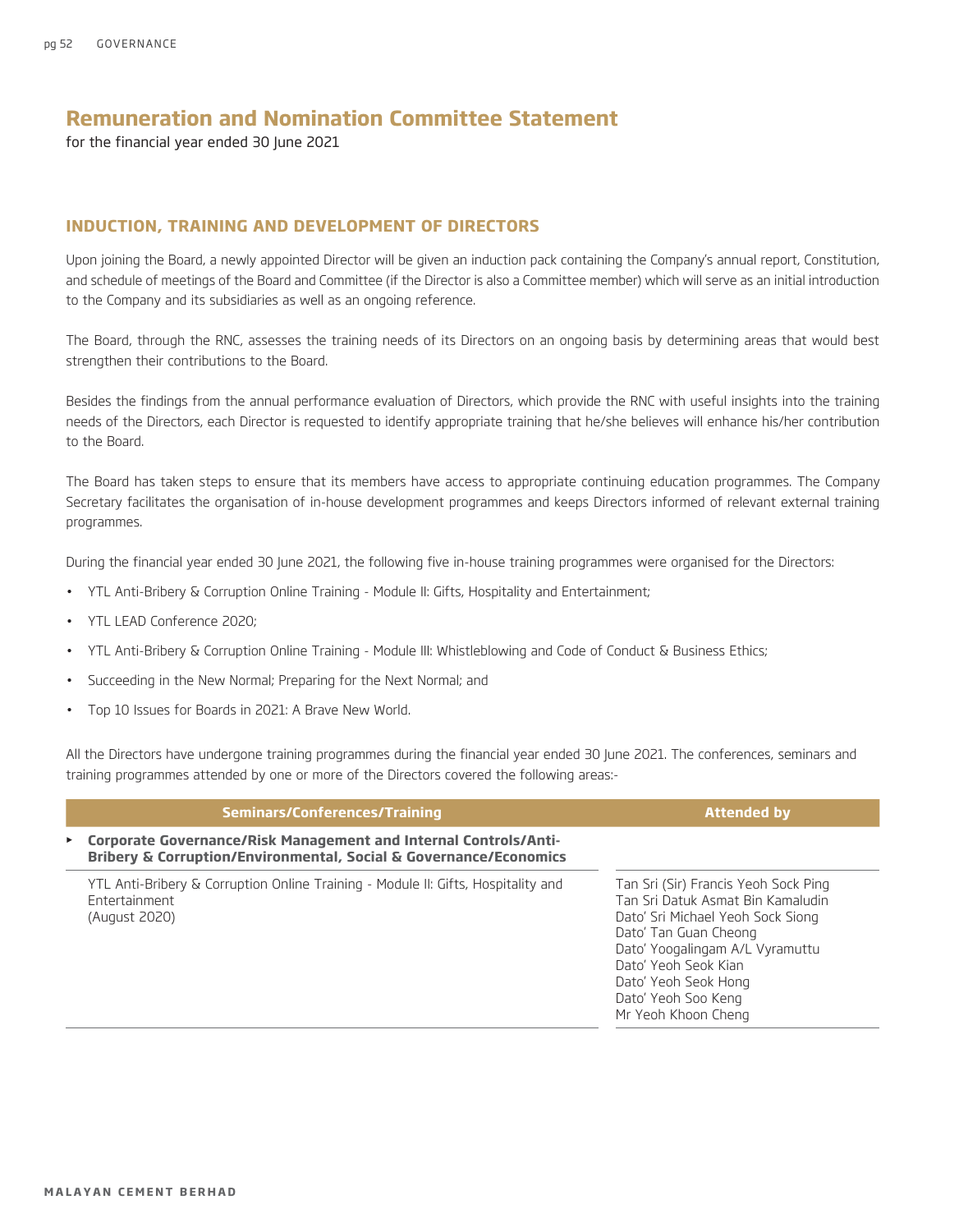# Remuneration and Nomination Committee Statement

for the financial year ended 30 June 2021

## INDUCTION, TRAINING AND DEVELOPMENT OF DIRECTORS

Upon joining the Board, a newly appointed Director will be given an induction pack containing the Company's annual report, Constitution, and schedule of meetings of the Board and Committee (if the Director is also a Committee member) which will serve as an initial introduction to the Company and its subsidiaries as well as an ongoing reference.

The Board, through the RNC, assesses the training needs of its Directors on an ongoing basis by determining areas that would best strengthen their contributions to the Board.

Besides the findings from the annual performance evaluation of Directors, which provide the RNC with useful insights into the training needs of the Directors, each Director is requested to identify appropriate training that he/she believes will enhance his/her contribution to the Board.

The Board has taken steps to ensure that its members have access to appropriate continuing education programmes. The Company Secretary facilitates the organisation of in-house development programmes and keeps Directors informed of relevant external training programmes.

During the financial year ended 30 June 2021, the following five in-house training programmes were organised for the Directors:

- YTL Anti-Bribery & Corruption Online Training - Module II: Gifts, Hospitality and Entertainment;
- YTL LEAD Conference 2020;
- YTL Anti-Bribery & Corruption Online Training - Module III: Whistleblowing and Code of Conduct & Business Ethics;
- Succeeding in the New Normal; Preparing for the Next Normal; and
- Top 10 Issues for Boards in 2021: A Brave New World.

All the Directors have undergone training programmes during the financial year ended 30 June 2021. The conferences, seminars and training programmes attended by one or more of the Directors covered the following areas:-

| Seminars/Conferences/Training | Attended by |
|---|---|
| **Corporate Governance/Risk Management and Internal Controls/Anti-Bribery & Corruption/Environmental, Social & Governance/Economics** | |
| YTL Anti-Bribery & Corruption Online Training - Module II: Gifts, Hospitality and Entertainment (August 2020) | Tan Sri (Sir) Francis Yeoh Sock Ping<br>Tan Sri Datuk Asmat Bin Kamaludin<br>Dato' Sri Michael Yeoh Sock Siong<br>Dato' Tan Guan Cheong<br>Dato' Yoogalingam A/L Vyramuttu<br>Dato' Yeoh Seok Kian<br>Dato' Yeoh Seok Hong<br>Dato' Yeoh Soo Keng<br>Mr Yeoh Khoon Cheng |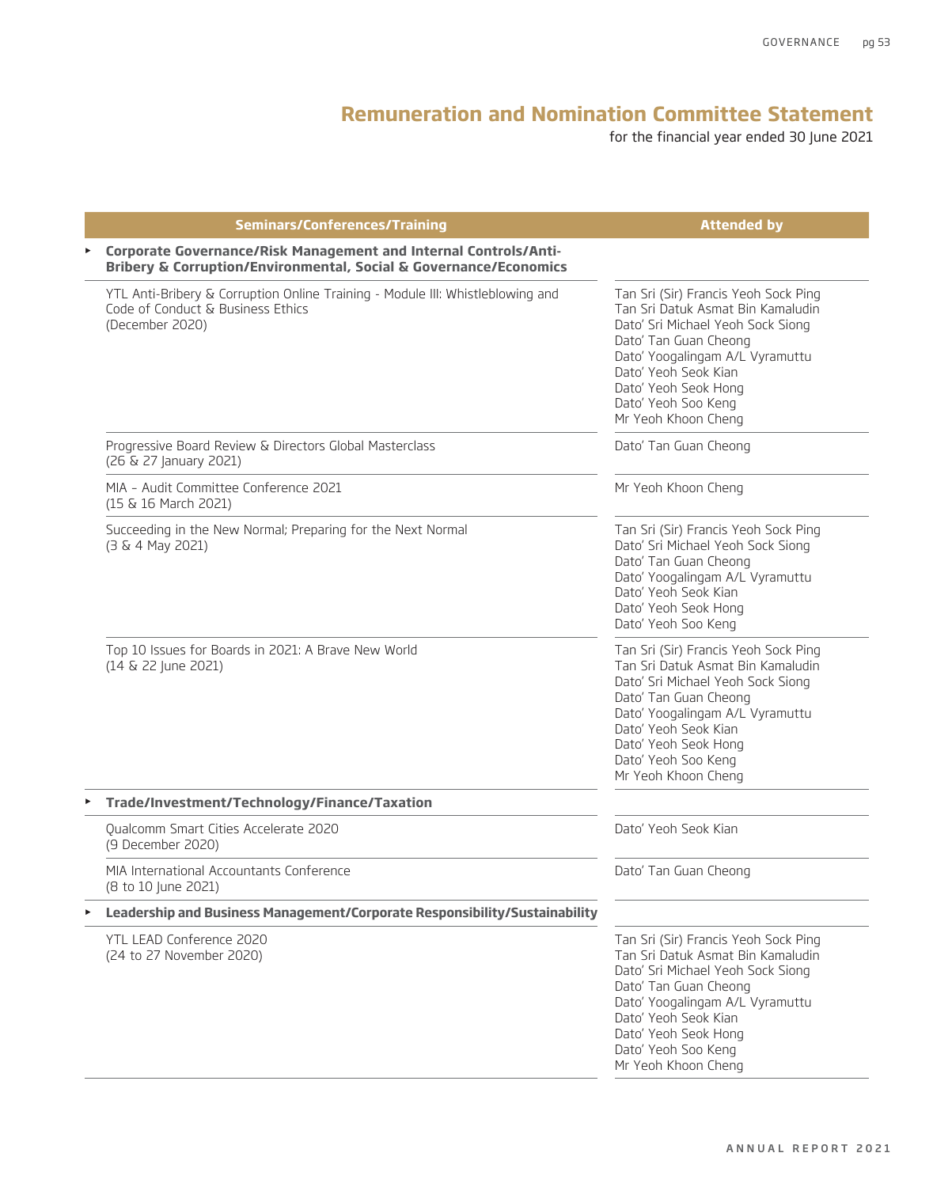## Remuneration and Nomination Committee Statement

for the financial year ended 30 June 2021

| Seminars/Conferences/Training | Attended by |
|---|---|
| **Corporate Governance/Risk Management and Internal Controls/Anti-Bribery & Corruption/Environmental, Social & Governance/Economics** | |
| YTL Anti-Bribery & Corruption Online Training - Module III: Whistleblowing and Code of Conduct & Business Ethics (December 2020) | Tan Sri (Sir) Francis Yeoh Sock Ping<br>Tan Sri Datuk Asmat Bin Kamaludin<br>Dato' Sri Michael Yeoh Sock Siong<br>Dato' Tan Guan Cheong<br>Dato' Yoogalingam A/L Vyramuttu<br>Dato' Yeoh Seok Kian<br>Dato' Yeoh Seok Hong<br>Dato' Yeoh Soo Keng<br>Mr Yeoh Khoon Cheng |
| Progressive Board Review & Directors Global Masterclass (26 & 27 January 2021) | Dato' Tan Guan Cheong |
| MIA - Audit Committee Conference 2021 (15 & 16 March 2021) | Mr Yeoh Khoon Cheng |
| Succeeding in the New Normal; Preparing for the Next Normal (3 & 4 May 2021) | Tan Sri (Sir) Francis Yeoh Sock Ping<br>Dato' Sri Michael Yeoh Sock Siong<br>Dato' Tan Guan Cheong<br>Dato' Yoogalingam A/L Vyramuttu<br>Dato' Yeoh Seok Kian<br>Dato' Yeoh Seok Hong<br>Dato' Yeoh Soo Keng |
| Top 10 Issues for Boards in 2021: A Brave New World (14 & 22 June 2021) | Tan Sri (Sir) Francis Yeoh Sock Ping<br>Tan Sri Datuk Asmat Bin Kamaludin<br>Dato' Sri Michael Yeoh Sock Siong<br>Dato' Tan Guan Cheong<br>Dato' Yoogalingam A/L Vyramuttu<br>Dato' Yeoh Seok Kian<br>Dato' Yeoh Seok Hong<br>Dato' Yeoh Soo Keng<br>Mr Yeoh Khoon Cheng |
| **Trade/Investment/Technology/Finance/Taxation** | |
| Qualcomm Smart Cities Accelerate 2020 (9 December 2020) | Dato' Yeoh Seok Kian |
| MIA International Accountants Conference (8 to 10 June 2021) | Dato' Tan Guan Cheong |
| **Leadership and Business Management/Corporate Responsibility/Sustainability** | |
| YTL LEAD Conference 2020 (24 to 27 November 2020) | Tan Sri (Sir) Francis Yeoh Sock Ping<br>Tan Sri Datuk Asmat Bin Kamaludin<br>Dato' Sri Michael Yeoh Sock Siong<br>Dato' Tan Guan Cheong<br>Dato' Yoogalingam A/L Vyramuttu<br>Dato' Yeoh Seok Kian<br>Dato' Yeoh Seok Hong<br>Dato' Yeoh Soo Keng<br>Mr Yeoh Khoon Cheng |